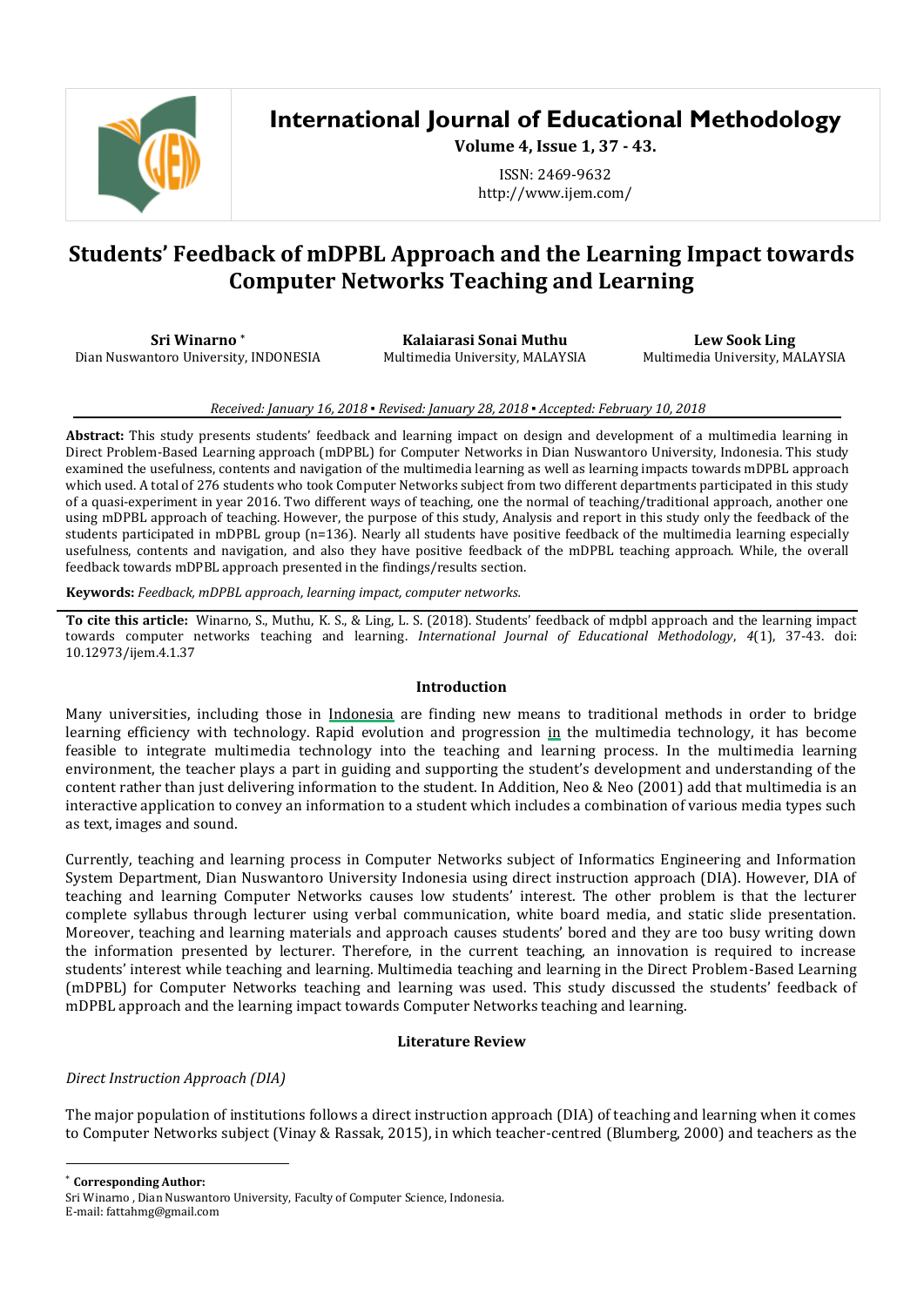# International Journal of Educational Methodology

**Volume 4, Issue 1, 37 - 43.**

ISSN: 2469-9632
http://www.ijem.com/

# Students' Feedback of mDPBL Approach and the Learning Impact towards Computer Networks Teaching and Learning

**Sri Winarno** [*]
Dian Nuswantoro University, INDONESIA

**Kalaiarasi Sonai Muthu**
Multimedia University, MALAYSIA

**Lew Sook Ling**
Multimedia University, MALAYSIA

*Received: January 16, 2018 ▪ Revised: January 28, 2018 ▪ Accepted: February 10, 2018*

**Abstract:** This study presents students' feedback and learning impact on design and development of a multimedia learning in Direct Problem-Based Learning approach (mDPBL) for Computer Networks in Dian Nuswantoro University, Indonesia. This study examined the usefulness, contents and navigation of the multimedia learning as well as learning impacts towards mDPBL approach which used. A total of 276 students who took Computer Networks subject from two different departments participated in this study of a quasi-experiment in year 2016. Two different ways of teaching, one the normal of teaching/traditional approach, another one using mDPBL approach of teaching. However, the purpose of this study, Analysis and report in this study only the feedback of the students participated in mDPBL group (n=136). Nearly all students have positive feedback of the multimedia learning especially usefulness, contents and navigation, and also they have positive feedback of the mDPBL teaching approach. While, the overall feedback towards mDPBL approach presented in the findings/results section.

**Keywords:** *Feedback, mDPBL approach, learning impact, computer networks.*

**To cite this article:** Winarno, S., Muthu, K. S., & Ling, L. S. (2018). Students' feedback of mdpbl approach and the learning impact towards computer networks teaching and learning. *International Journal of Educational Methodology*, *4*(1), 37-43. doi: 10.12973/ijem.4.1.37

## Introduction

Many universities, including those in Indonesia are finding new means to traditional methods in order to bridge learning efficiency with technology. Rapid evolution and progression in the multimedia technology, it has become feasible to integrate multimedia technology into the teaching and learning process. In the multimedia learning environment, the teacher plays a part in guiding and supporting the student's development and understanding of the content rather than just delivering information to the student. In Addition, Neo & Neo (2001) add that multimedia is an interactive application to convey an information to a student which includes a combination of various media types such as text, images and sound.

Currently, teaching and learning process in Computer Networks subject of Informatics Engineering and Information System Department, Dian Nuswantoro University Indonesia using direct instruction approach (DIA). However, DIA of teaching and learning Computer Networks causes low students' interest. The other problem is that the lecturer complete syllabus through lecturer using verbal communication, white board media, and static slide presentation. Moreover, teaching and learning materials and approach causes students' bored and they are too busy writing down the information presented by lecturer. Therefore, in the current teaching, an innovation is required to increase students' interest while teaching and learning. Multimedia teaching and learning in the Direct Problem-Based Learning (mDPBL) for Computer Networks teaching and learning was used. This study discussed the students' feedback of mDPBL approach and the learning impact towards Computer Networks teaching and learning.

## Literature Review

*Direct Instruction Approach (DIA)*

The major population of institutions follows a direct instruction approach (DIA) of teaching and learning when it comes to Computer Networks subject (Vinay & Rassak, 2015), in which teacher-centred (Blumberg, 2000) and teachers as the

---

[*] **Corresponding Author:**
Sri Winarno , Dian Nuswantoro University, Faculty of Computer Science, Indonesia.
E-mail: fattahmg@gmail.com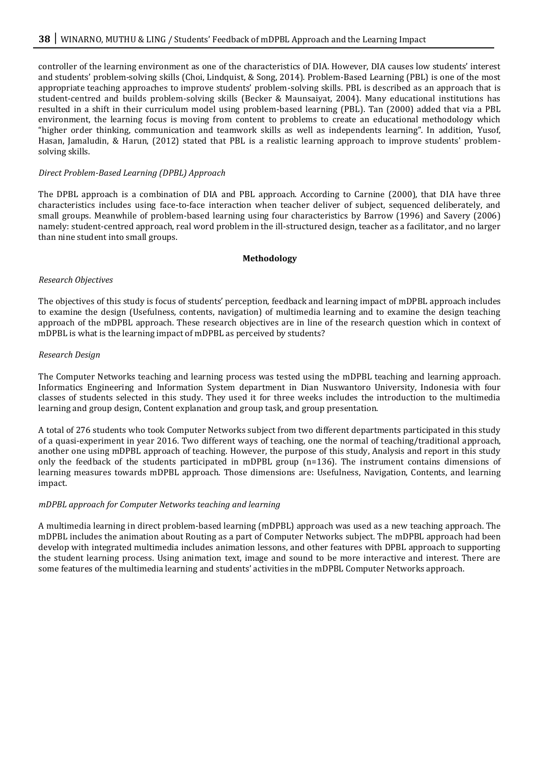controller of the learning environment as one of the characteristics of DIA. However, DIA causes low students' interest and students' problem-solving skills (Choi, Lindquist, & Song, 2014). Problem-Based Learning (PBL) is one of the most appropriate teaching approaches to improve students' problem-solving skills. PBL is described as an approach that is student-centred and builds problem-solving skills (Becker & Maunsaiyat, 2004). Many educational institutions has resulted in a shift in their curriculum model using problem-based learning (PBL). Tan (2000) added that via a PBL environment, the learning focus is moving from content to problems to create an educational methodology which "higher order thinking, communication and teamwork skills as well as independents learning". In addition, Yusof, Hasan, Jamaludin, & Harun, (2012) stated that PBL is a realistic learning approach to improve students' problem-solving skills.

### *Direct Problem-Based Learning (DPBL) Approach*

The DPBL approach is a combination of DIA and PBL approach. According to Carnine (2000), that DIA have three characteristics includes using face-to-face interaction when teacher deliver of subject, sequenced deliberately, and small groups. Meanwhile of problem-based learning using four characteristics by Barrow (1996) and Savery (2006) namely: student-centred approach, real word problem in the ill-structured design, teacher as a facilitator, and no larger than nine student into small groups.

## Methodology

### *Research Objectives*

The objectives of this study is focus of students' perception, feedback and learning impact of mDPBL approach includes to examine the design (Usefulness, contents, navigation) of multimedia learning and to examine the design teaching approach of the mDPBL approach. These research objectives are in line of the research question which in context of mDPBL is what is the learning impact of mDPBL as perceived by students?

### *Research Design*

The Computer Networks teaching and learning process was tested using the mDPBL teaching and learning approach. Informatics Engineering and Information System department in Dian Nuswantoro University, Indonesia with four classes of students selected in this study. They used it for three weeks includes the introduction to the multimedia learning and group design, Content explanation and group task, and group presentation.

A total of 276 students who took Computer Networks subject from two different departments participated in this study of a quasi-experiment in year 2016. Two different ways of teaching, one the normal of teaching/traditional approach, another one using mDPBL approach of teaching. However, the purpose of this study, Analysis and report in this study only the feedback of the students participated in mDPBL group (n=136). The instrument contains dimensions of learning measures towards mDPBL approach. Those dimensions are: Usefulness, Navigation, Contents, and learning impact.

### *mDPBL approach for Computer Networks teaching and learning*

A multimedia learning in direct problem-based learning (mDPBL) approach was used as a new teaching approach. The mDPBL includes the animation about Routing as a part of Computer Networks subject. The mDPBL approach had been develop with integrated multimedia includes animation lessons, and other features with DPBL approach to supporting the student learning process. Using animation text, image and sound to be more interactive and interest. There are some features of the multimedia learning and students' activities in the mDPBL Computer Networks approach.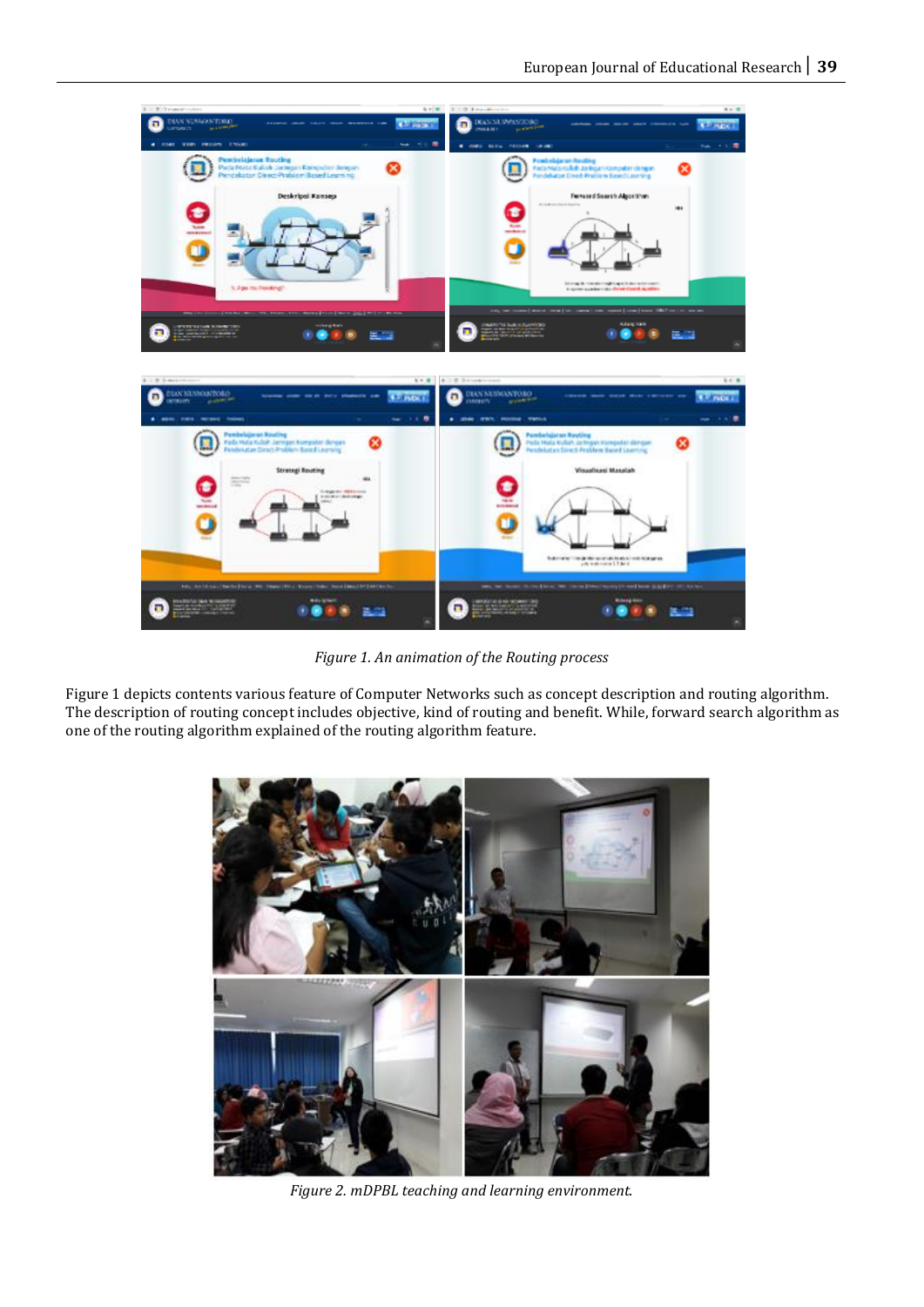*Figure 1. An animation of the Routing process*

Figure 1 depicts contents various feature of Computer Networks such as concept description and routing algorithm. The description of routing concept includes objective, kind of routing and benefit. While, forward search algorithm as one of the routing algorithm explained of the routing algorithm feature.

*Figure 2. mDPBL teaching and learning environment.*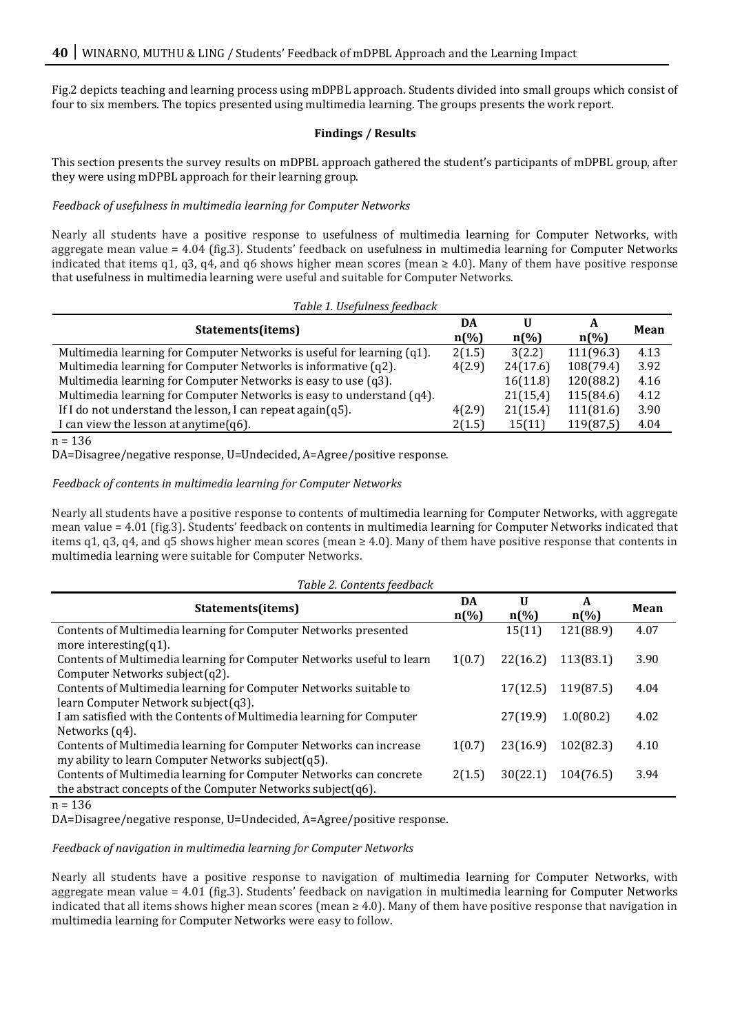Fig.2 depicts teaching and learning process using mDPBL approach. Students divided into small groups which consist of four to six members. The topics presented using multimedia learning. The groups presents the work report.

## Findings / Results

This section presents the survey results on mDPBL approach gathered the student's participants of mDPBL group, after they were using mDPBL approach for their learning group.

### *Feedback of usefulness in multimedia learning for Computer Networks*

Nearly all students have a positive response to usefulness of multimedia learning for Computer Networks, with aggregate mean value = 4.04 (fig.3). Students' feedback on usefulness in multimedia learning for Computer Networks indicated that items q1, q3, q4, and q6 shows higher mean scores (mean ≥ 4.0). Many of them have positive response that usefulness in multimedia learning were useful and suitable for Computer Networks.

*Table 1. Usefulness feedback*

| Statements(items) | DA n(%) | U n(%) | A n(%) | Mean |
|---|---|---|---|---|
| Multimedia learning for Computer Networks is useful for learning (q1). | 2(1.5) | 3(2.2) | 111(96.3) | 4.13 |
| Multimedia learning for Computer Networks is informative (q2). | 4(2.9) | 24(17.6) | 108(79.4) | 3.92 |
| Multimedia learning for Computer Networks is easy to use (q3). | | 16(11.8) | 120(88.2) | 4.16 |
| Multimedia learning for Computer Networks is easy to understand (q4). | | 21(15,4) | 115(84.6) | 4.12 |
| If I do not understand the lesson, I can repeat again(q5). | 4(2.9) | 21(15.4) | 111(81.6) | 3.90 |
| I can view the lesson at anytime(q6). | 2(1.5) | 15(11) | 119(87,5) | 4.04 |

n = 136

DA=Disagree/negative response, U=Undecided, A=Agree/positive response.

### *Feedback of contents in multimedia learning for Computer Networks*

Nearly all students have a positive response to contents of multimedia learning for Computer Networks, with aggregate mean value = 4.01 (fig.3). Students' feedback on contents in multimedia learning for Computer Networks indicated that items q1, q3, q4, and q5 shows higher mean scores (mean ≥ 4.0). Many of them have positive response that contents in multimedia learning were suitable for Computer Networks.

*Table 2. Contents feedback*

| Statements(items) | DA n(%) | U n(%) | A n(%) | Mean |
|---|---|---|---|---|
| Contents of Multimedia learning for Computer Networks presented more interesting(q1). | | 15(11) | 121(88.9) | 4.07 |
| Contents of Multimedia learning for Computer Networks useful to learn Computer Networks subject(q2). | 1(0.7) | 22(16.2) | 113(83.1) | 3.90 |
| Contents of Multimedia learning for Computer Networks suitable to learn Computer Network subject(q3). | | 17(12.5) | 119(87.5) | 4.04 |
| I am satisfied with the Contents of Multimedia learning for Computer Networks (q4). | | 27(19.9) | 1.0(80.2) | 4.02 |
| Contents of Multimedia learning for Computer Networks can increase my ability to learn Computer Networks subject(q5). | 1(0.7) | 23(16.9) | 102(82.3) | 4.10 |
| Contents of Multimedia learning for Computer Networks can concrete the abstract concepts of the Computer Networks subject(q6). | 2(1.5) | 30(22.1) | 104(76.5) | 3.94 |

n = 136

DA=Disagree/negative response, U=Undecided, A=Agree/positive response.

### *Feedback of navigation in multimedia learning for Computer Networks*

Nearly all students have a positive response to navigation of multimedia learning for Computer Networks, with aggregate mean value = 4.01 (fig.3). Students' feedback on navigation in multimedia learning for Computer Networks indicated that all items shows higher mean scores (mean ≥ 4.0). Many of them have positive response that navigation in multimedia learning for Computer Networks were easy to follow.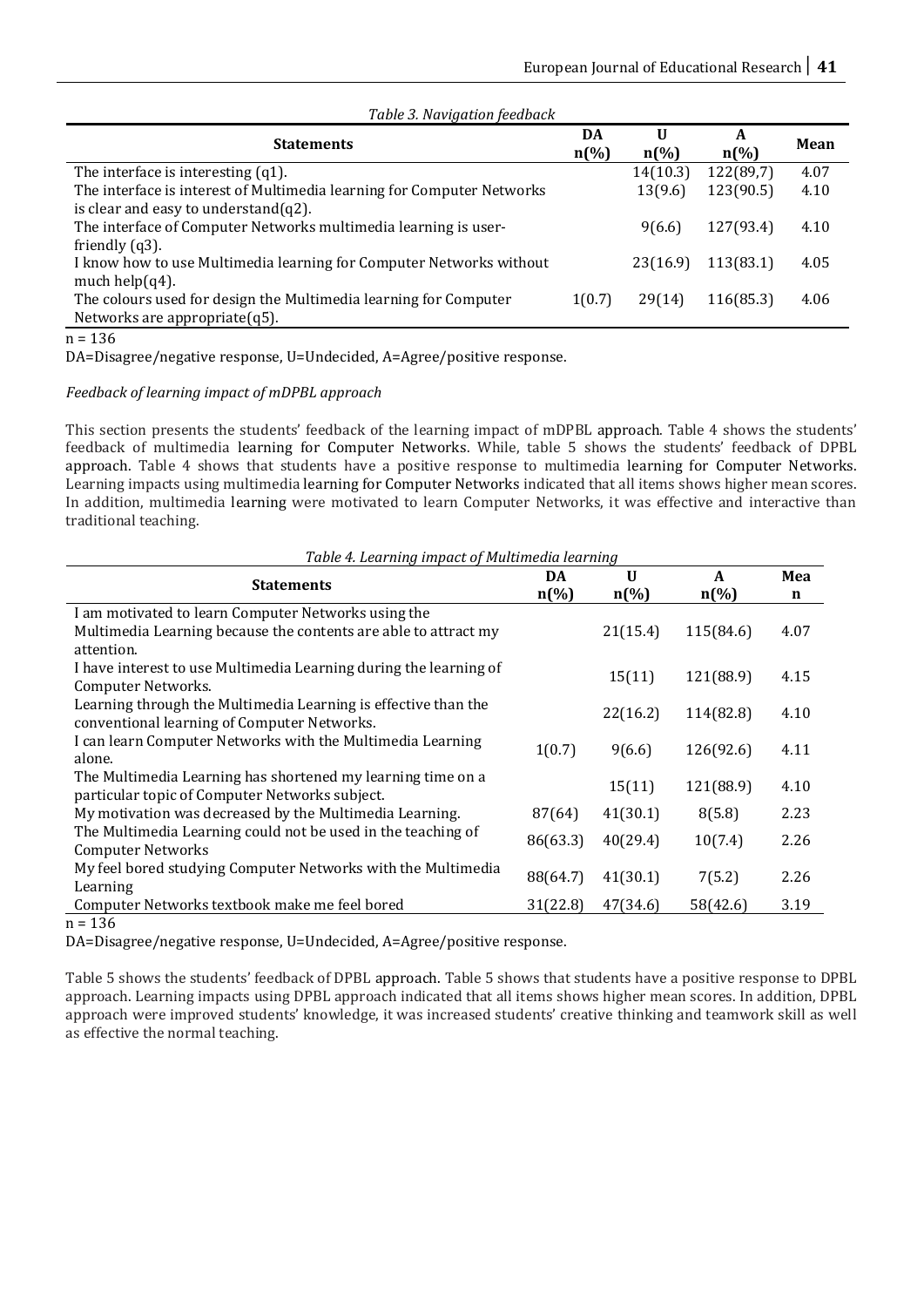*Table 3. Navigation feedback*

| Statements | DA n(%) | U n(%) | A n(%) | Mean |
|---|---|---|---|---|
| The interface is interesting (q1). | | 14(10.3) | 122(89,7) | 4.07 |
| The interface is interest of Multimedia learning for Computer Networks is clear and easy to understand(q2). | | 13(9.6) | 123(90.5) | 4.10 |
| The interface of Computer Networks multimedia learning is user-friendly (q3). | | 9(6.6) | 127(93.4) | 4.10 |
| I know how to use Multimedia learning for Computer Networks without much help(q4). | | 23(16.9) | 113(83.1) | 4.05 |
| The colours used for design the Multimedia learning for Computer Networks are appropriate(q5). | 1(0.7) | 29(14) | 116(85.3) | 4.06 |

n = 136

DA=Disagree/negative response, U=Undecided, A=Agree/positive response.

*Feedback of learning impact of mDPBL approach*

This section presents the students' feedback of the learning impact of mDPBL approach. Table 4 shows the students' feedback of multimedia learning for Computer Networks. While, table 5 shows the students' feedback of DPBL approach. Table 4 shows that students have a positive response to multimedia learning for Computer Networks. Learning impacts using multimedia learning for Computer Networks indicated that all items shows higher mean scores. In addition, multimedia learning were motivated to learn Computer Networks, it was effective and interactive than traditional teaching.

*Table 4. Learning impact of Multimedia learning*

| Statements | DA n(%) | U n(%) | A n(%) | Mean |
|---|---|---|---|---|
| I am motivated to learn Computer Networks using the Multimedia Learning because the contents are able to attract my attention. | | 21(15.4) | 115(84.6) | 4.07 |
| I have interest to use Multimedia Learning during the learning of Computer Networks. | | 15(11) | 121(88.9) | 4.15 |
| Learning through the Multimedia Learning is effective than the conventional learning of Computer Networks. | | 22(16.2) | 114(82.8) | 4.10 |
| I can learn Computer Networks with the Multimedia Learning alone. | 1(0.7) | 9(6.6) | 126(92.6) | 4.11 |
| The Multimedia Learning has shortened my learning time on a particular topic of Computer Networks subject. | | 15(11) | 121(88.9) | 4.10 |
| My motivation was decreased by the Multimedia Learning. | 87(64) | 41(30.1) | 8(5.8) | 2.23 |
| The Multimedia Learning could not be used in the teaching of Computer Networks | 86(63.3) | 40(29.4) | 10(7.4) | 2.26 |
| My feel bored studying Computer Networks with the Multimedia Learning | 88(64.7) | 41(30.1) | 7(5.2) | 2.26 |
| Computer Networks textbook make me feel bored | 31(22.8) | 47(34.6) | 58(42.6) | 3.19 |

n = 136

DA=Disagree/negative response, U=Undecided, A=Agree/positive response.

Table 5 shows the students' feedback of DPBL approach. Table 5 shows that students have a positive response to DPBL approach. Learning impacts using DPBL approach indicated that all items shows higher mean scores. In addition, DPBL approach were improved students' knowledge, it was increased students' creative thinking and teamwork skill as well as effective the normal teaching.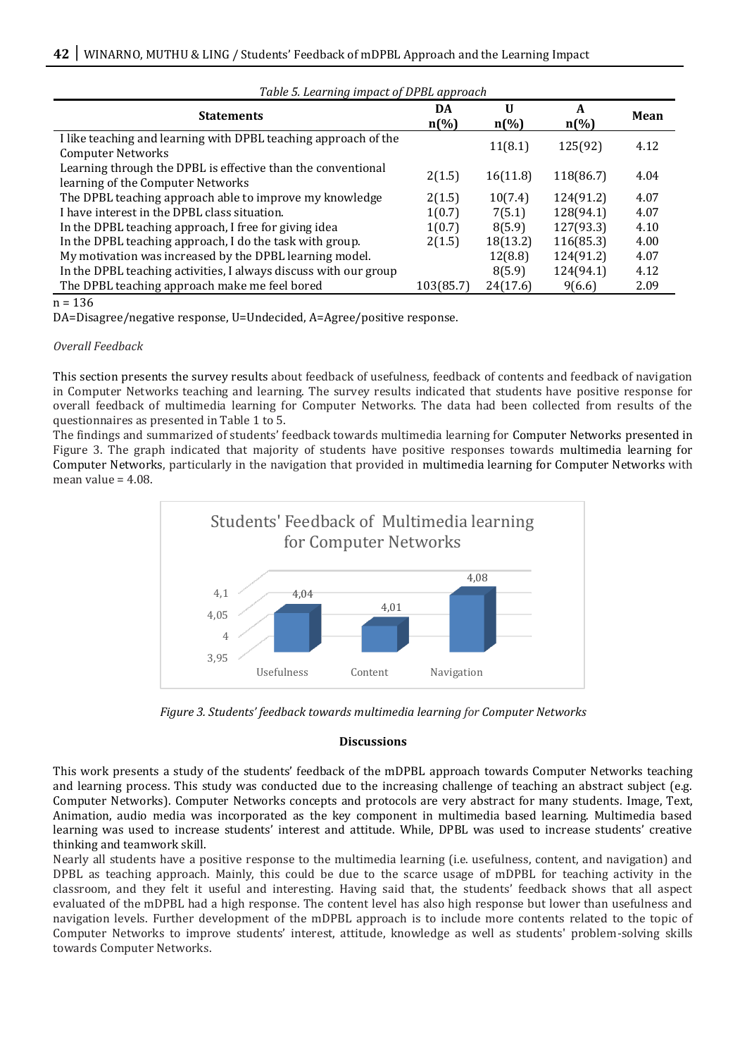*Table 5. Learning impact of DPBL approach*

| Statements | DA n(%) | U n(%) | A n(%) | Mean |
|---|---|---|---|---|
| I like teaching and learning with DPBL teaching approach of the Computer Networks | | 11(8.1) | 125(92) | 4.12 |
| Learning through the DPBL is effective than the conventional learning of the Computer Networks | 2(1.5) | 16(11.8) | 118(86.7) | 4.04 |
| The DPBL teaching approach able to improve my knowledge | 2(1.5) | 10(7.4) | 124(91.2) | 4.07 |
| I have interest in the DPBL class situation. | 1(0.7) | 7(5.1) | 128(94.1) | 4.07 |
| In the DPBL teaching approach, I free for giving idea | 1(0.7) | 8(5.9) | 127(93.3) | 4.10 |
| In the DPBL teaching approach, I do the task with group. | 2(1.5) | 18(13.2) | 116(85.3) | 4.00 |
| My motivation was increased by the DPBL learning model. | | 12(8.8) | 124(91.2) | 4.07 |
| In the DPBL teaching activities, I always discuss with our group | | 8(5.9) | 124(94.1) | 4.12 |
| The DPBL teaching approach make me feel bored | 103(85.7) | 24(17.6) | 9(6.6) | 2.09 |

n = 136

DA=Disagree/negative response, U=Undecided, A=Agree/positive response.

*Overall Feedback*

This section presents the survey results about feedback of usefulness, feedback of contents and feedback of navigation in Computer Networks teaching and learning. The survey results indicated that students have positive response for overall feedback of multimedia learning for Computer Networks. The data had been collected from results of the questionnaires as presented in Table 1 to 5.

The findings and summarized of students' feedback towards multimedia learning for Computer Networks presented in Figure 3. The graph indicated that majority of students have positive responses towards multimedia learning for Computer Networks, particularly in the navigation that provided in multimedia learning for Computer Networks with mean value = 4.08.

*Figure 3. Students' feedback towards multimedia learning for Computer Networks*

## Discussions

This work presents a study of the students' feedback of the mDPBL approach towards Computer Networks teaching and learning process. This study was conducted due to the increasing challenge of teaching an abstract subject (e.g. Computer Networks). Computer Networks concepts and protocols are very abstract for many students. Image, Text, Animation, audio media was incorporated as the key component in multimedia based learning. Multimedia based learning was used to increase students' interest and attitude. While, DPBL was used to increase students' creative thinking and teamwork skill.

Nearly all students have a positive response to the multimedia learning (i.e. usefulness, content, and navigation) and DPBL as teaching approach. Mainly, this could be due to the scarce usage of mDPBL for teaching activity in the classroom, and they felt it useful and interesting. Having said that, the students' feedback shows that all aspect evaluated of the mDPBL had a high response. The content level has also high response but lower than usefulness and navigation levels. Further development of the mDPBL approach is to include more contents related to the topic of Computer Networks to improve students' interest, attitude, knowledge as well as students' problem-solving skills towards Computer Networks.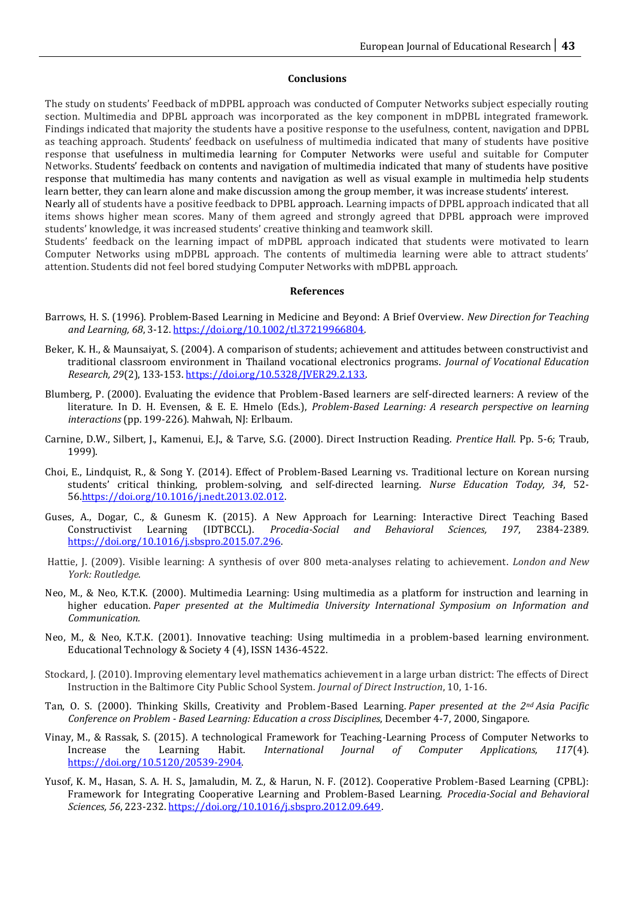## Conclusions

The study on students' Feedback of mDPBL approach was conducted of Computer Networks subject especially routing section. Multimedia and DPBL approach was incorporated as the key component in mDPBL integrated framework. Findings indicated that majority the students have a positive response to the usefulness, content, navigation and DPBL as teaching approach. Students' feedback on usefulness of multimedia indicated that many of students have positive response that usefulness in multimedia learning for Computer Networks were useful and suitable for Computer Networks. Students' feedback on contents and navigation of multimedia indicated that many of students have positive response that multimedia has many contents and navigation as well as visual example in multimedia help students learn better, they can learn alone and make discussion among the group member, it was increase students' interest.

Nearly all of students have a positive feedback to DPBL approach. Learning impacts of DPBL approach indicated that all items shows higher mean scores. Many of them agreed and strongly agreed that DPBL approach were improved students' knowledge, it was increased students' creative thinking and teamwork skill.

Students' feedback on the learning impact of mDPBL approach indicated that students were motivated to learn Computer Networks using mDPBL approach. The contents of multimedia learning were able to attract students' attention. Students did not feel bored studying Computer Networks with mDPBL approach.

## References

Barrows, H. S. (1996). Problem-Based Learning in Medicine and Beyond: A Brief Overview. *New Direction for Teaching and Learning, 68*, 3-12. https://doi.org/10.1002/tl.37219966804.

Beker, K. H., & Maunsaiyat, S. (2004). A comparison of students; achievement and attitudes between constructivist and traditional classroom environment in Thailand vocational electronics programs. *Journal of Vocational Education Research, 29*(2), 133-153. https://doi.org/10.5328/JVER29.2.133.

Blumberg, P. (2000). Evaluating the evidence that Problem-Based learners are self-directed learners: A review of the literature. In D. H. Evensen, & E. E. Hmelo (Eds.), *Problem-Based Learning: A research perspective on learning interactions* (pp. 199-226). Mahwah, NJ: Erlbaum.

Carnine, D.W., Silbert, J., Kamenui, E.J., & Tarve, S.G. (2000). Direct Instruction Reading. *Prentice Hall*. Pp. 5-6; Traub, 1999).

Choi, E., Lindquist, R., & Song Y. (2014). Effect of Problem-Based Learning vs. Traditional lecture on Korean nursing students' critical thinking, problem-solving, and self-directed learning. *Nurse Education Today, 34*, 52-56.https://doi.org/10.1016/j.nedt.2013.02.012.

Guses, A., Dogar, C., & Gunesm K. (2015). A New Approach for Learning: Interactive Direct Teaching Based Constructivist Learning (IDTBCCL). *Procedia-Social and Behavioral Sciences, 197*, 2384-2389. https://doi.org/10.1016/j.sbspro.2015.07.296.

Hattie, J. (2009). Visible learning: A synthesis of over 800 meta-analyses relating to achievement. *London and New York: Routledge*.

Neo, M., & Neo, K.T.K. (2000). Multimedia Learning: Using multimedia as a platform for instruction and learning in higher education. *Paper presented at the Multimedia University International Symposium on Information and Communication*.

Neo, M., & Neo, K.T.K. (2001). Innovative teaching: Using multimedia in a problem-based learning environment. Educational Technology & Society 4 (4), ISSN 1436-4522.

Stockard, J. (2010). Improving elementary level mathematics achievement in a large urban district: The effects of Direct Instruction in the Baltimore City Public School System. *Journal of Direct Instruction*, 10, 1-16.

Tan, O. S. (2000). Thinking Skills, Creativity and Problem-Based Learning. *Paper presented at the 2nd Asia Pacific Conference on Problem - Based Learning: Education a cross Disciplines*, December 4-7, 2000, Singapore.

Vinay, M., & Rassak, S. (2015). A technological Framework for Teaching-Learning Process of Computer Networks to Increase the Learning Habit. *International Journal of Computer Applications, 117*(4). https://doi.org/10.5120/20539-2904.

Yusof, K. M., Hasan, S. A. H. S., Jamaludin, M. Z., & Harun, N. F. (2012). Cooperative Problem-Based Learning (CPBL): Framework for Integrating Cooperative Learning and Problem-Based Learning. *Procedia-Social and Behavioral Sciences, 56*, 223-232. https://doi.org/10.1016/j.sbspro.2012.09.649.